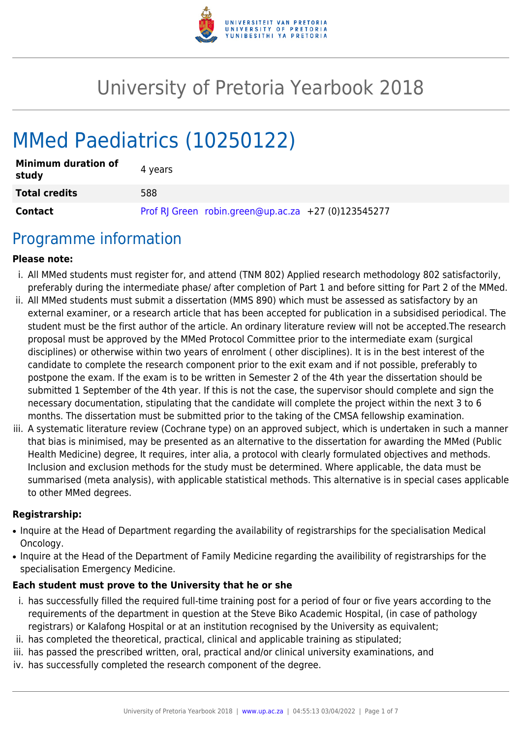# University of Pretoria Yearbook 2018

# MMed Paediatrics (10250122)

| **Minimum duration of study** | 4 years |
|---|---|
| **Total credits** | 588 |
| **Contact** | Prof RJ Green robin.green@up.ac.za +27 (0)123545277 |

## Programme information

**Please note:**

i. All MMed students must register for, and attend (TNM 802) Applied research methodology 802 satisfactorily, preferably during the intermediate phase/ after completion of Part 1 and before sitting for Part 2 of the MMed.

ii. All MMed students must submit a dissertation (MMS 890) which must be assessed as satisfactory by an external examiner, or a research article that has been accepted for publication in a subsidised periodical. The student must be the first author of the article. An ordinary literature review will not be accepted.The research proposal must be approved by the MMed Protocol Committee prior to the intermediate exam (surgical disciplines) or otherwise within two years of enrolment ( other disciplines). It is in the best interest of the candidate to complete the research component prior to the exit exam and if not possible, preferably to postpone the exam. If the exam is to be written in Semester 2 of the 4th year the dissertation should be submitted 1 September of the 4th year. If this is not the case, the supervisor should complete and sign the necessary documentation, stipulating that the candidate will complete the project within the next 3 to 6 months. The dissertation must be submitted prior to the taking of the CMSA fellowship examination.

iii. A systematic literature review (Cochrane type) on an approved subject, which is undertaken in such a manner that bias is minimised, may be presented as an alternative to the dissertation for awarding the MMed (Public Health Medicine) degree, It requires, inter alia, a protocol with clearly formulated objectives and methods. Inclusion and exclusion methods for the study must be determined. Where applicable, the data must be summarised (meta analysis), with applicable statistical methods. This alternative is in special cases applicable to other MMed degrees.

**Registrarship:**

- Inquire at the Head of Department regarding the availability of registrarships for the specialisation Medical Oncology.
- Inquire at the Head of the Department of Family Medicine regarding the availibility of registrarships for the specialisation Emergency Medicine.

**Each student must prove to the University that he or she**

i. has successfully filled the required full-time training post for a period of four or five years according to the requirements of the department in question at the Steve Biko Academic Hospital, (in case of pathology registrars) or Kalafong Hospital or at an institution recognised by the University as equivalent;

ii. has completed the theoretical, practical, clinical and applicable training as stipulated;

iii. has passed the prescribed written, oral, practical and/or clinical university examinations, and

iv. has successfully completed the research component of the degree.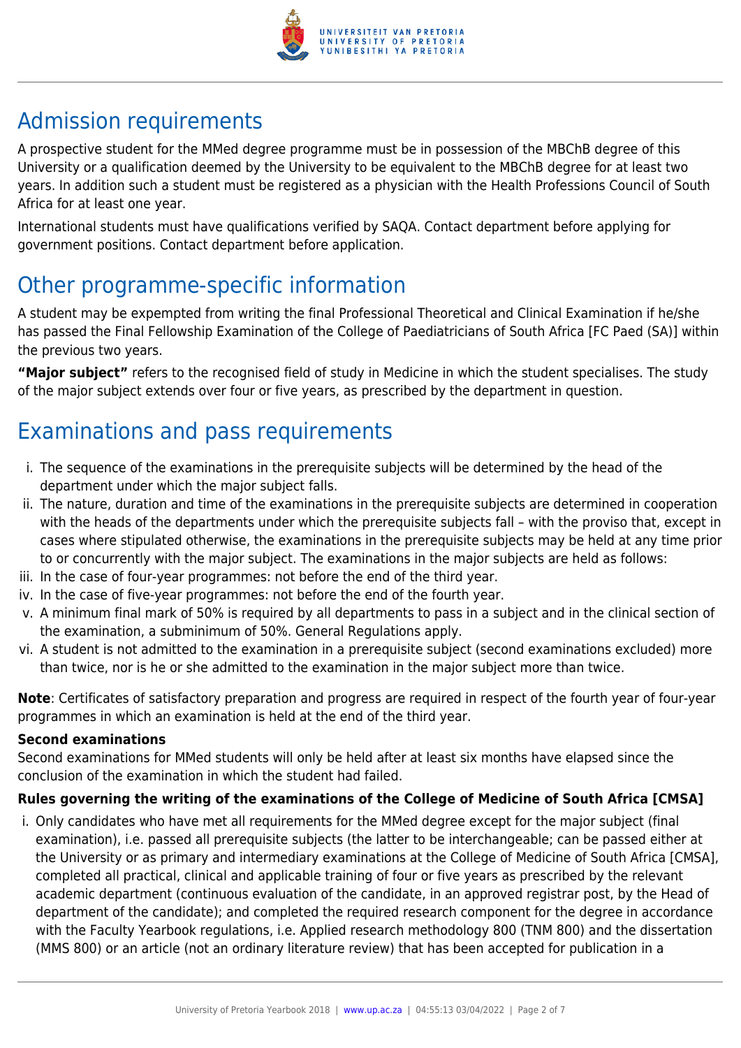## Admission requirements

A prospective student for the MMed degree programme must be in possession of the MBChB degree of this University or a qualification deemed by the University to be equivalent to the MBChB degree for at least two years. In addition such a student must be registered as a physician with the Health Professions Council of South Africa for at least one year.

International students must have qualifications verified by SAQA. Contact department before applying for government positions. Contact department before application.

## Other programme-specific information

A student may be expempted from writing the final Professional Theoretical and Clinical Examination if he/she has passed the Final Fellowship Examination of the College of Paediatricians of South Africa [FC Paed (SA)] within the previous two years.

**"Major subject"** refers to the recognised field of study in Medicine in which the student specialises. The study of the major subject extends over four or five years, as prescribed by the department in question.

## Examinations and pass requirements

i. The sequence of the examinations in the prerequisite subjects will be determined by the head of the department under which the major subject falls.
ii. The nature, duration and time of the examinations in the prerequisite subjects are determined in cooperation with the heads of the departments under which the prerequisite subjects fall – with the proviso that, except in cases where stipulated otherwise, the examinations in the prerequisite subjects may be held at any time prior to or concurrently with the major subject. The examinations in the major subjects are held as follows:
iii. In the case of four-year programmes: not before the end of the third year.
iv. In the case of five-year programmes: not before the end of the fourth year.
v. A minimum final mark of 50% is required by all departments to pass in a subject and in the clinical section of the examination, a subminimum of 50%. General Regulations apply.
vi. A student is not admitted to the examination in a prerequisite subject (second examinations excluded) more than twice, nor is he or she admitted to the examination in the major subject more than twice.

**Note**: Certificates of satisfactory preparation and progress are required in respect of the fourth year of four-year programmes in which an examination is held at the end of the third year.

**Second examinations**
Second examinations for MMed students will only be held after at least six months have elapsed since the conclusion of the examination in which the student had failed.

**Rules governing the writing of the examinations of the College of Medicine of South Africa [CMSA]**

i. Only candidates who have met all requirements for the MMed degree except for the major subject (final examination), i.e. passed all prerequisite subjects (the latter to be interchangeable; can be passed either at the University or as primary and intermediary examinations at the College of Medicine of South Africa [CMSA], completed all practical, clinical and applicable training of four or five years as prescribed by the relevant academic department (continuous evaluation of the candidate, in an approved registrar post, by the Head of department of the candidate); and completed the required research component for the degree in accordance with the Faculty Yearbook regulations, i.e. Applied research methodology 800 (TNM 800) and the dissertation (MMS 800) or an article (not an ordinary literature review) that has been accepted for publication in a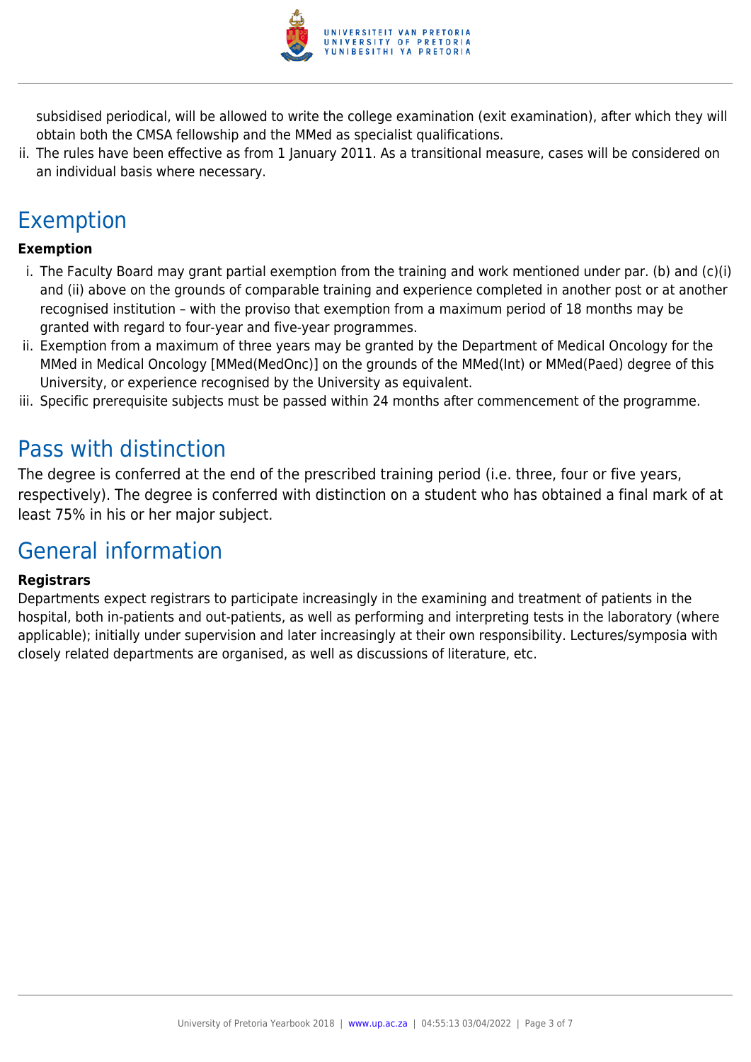subsidised periodical, will be allowed to write the college examination (exit examination), after which they will obtain both the CMSA fellowship and the MMed as specialist qualifications.

ii. The rules have been effective as from 1 January 2011. As a transitional measure, cases will be considered on an individual basis where necessary.

## Exemption

**Exemption**

i. The Faculty Board may grant partial exemption from the training and work mentioned under par. (b) and (c)(i) and (ii) above on the grounds of comparable training and experience completed in another post or at another recognised institution – with the proviso that exemption from a maximum period of 18 months may be granted with regard to four-year and five-year programmes.
ii. Exemption from a maximum of three years may be granted by the Department of Medical Oncology for the MMed in Medical Oncology [MMed(MedOnc)] on the grounds of the MMed(Int) or MMed(Paed) degree of this University, or experience recognised by the University as equivalent.
iii. Specific prerequisite subjects must be passed within 24 months after commencement of the programme.

## Pass with distinction

The degree is conferred at the end of the prescribed training period (i.e. three, four or five years, respectively). The degree is conferred with distinction on a student who has obtained a final mark of at least 75% in his or her major subject.

## General information

**Registrars**

Departments expect registrars to participate increasingly in the examining and treatment of patients in the hospital, both in-patients and out-patients, as well as performing and interpreting tests in the laboratory (where applicable); initially under supervision and later increasingly at their own responsibility. Lectures/symposia with closely related departments are organised, as well as discussions of literature, etc.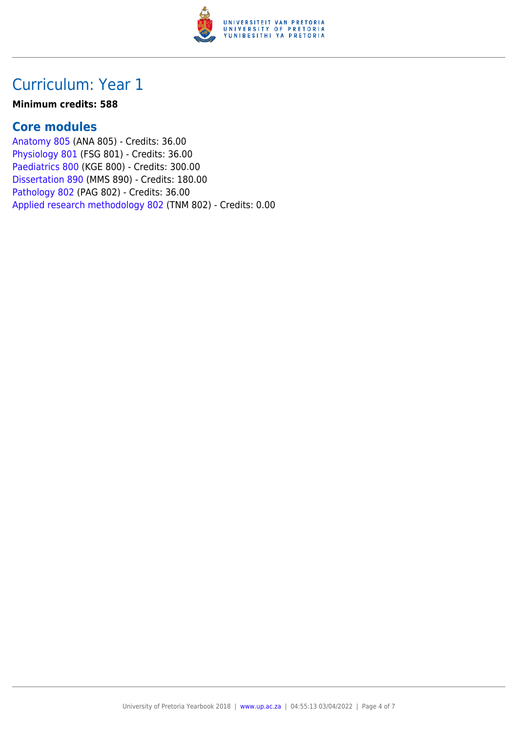# Curriculum: Year 1

**Minimum credits: 588**

## Core modules

Anatomy 805 (ANA 805) - Credits: 36.00
Physiology 801 (FSG 801) - Credits: 36.00
Paediatrics 800 (KGE 800) - Credits: 300.00
Dissertation 890 (MMS 890) - Credits: 180.00
Pathology 802 (PAG 802) - Credits: 36.00
Applied research methodology 802 (TNM 802) - Credits: 0.00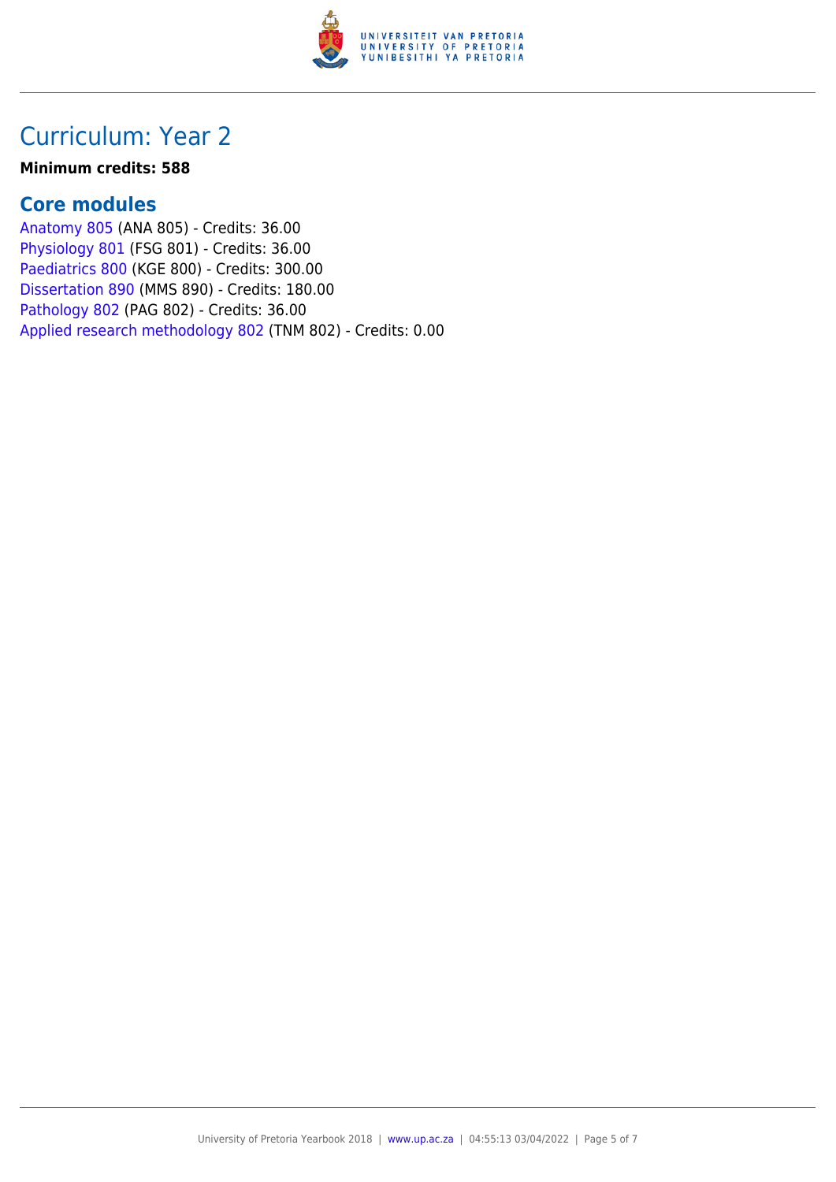# Curriculum: Year 2

**Minimum credits: 588**

## Core modules

Anatomy 805 (ANA 805) - Credits: 36.00
Physiology 801 (FSG 801) - Credits: 36.00
Paediatrics 800 (KGE 800) - Credits: 300.00
Dissertation 890 (MMS 890) - Credits: 180.00
Pathology 802 (PAG 802) - Credits: 36.00
Applied research methodology 802 (TNM 802) - Credits: 0.00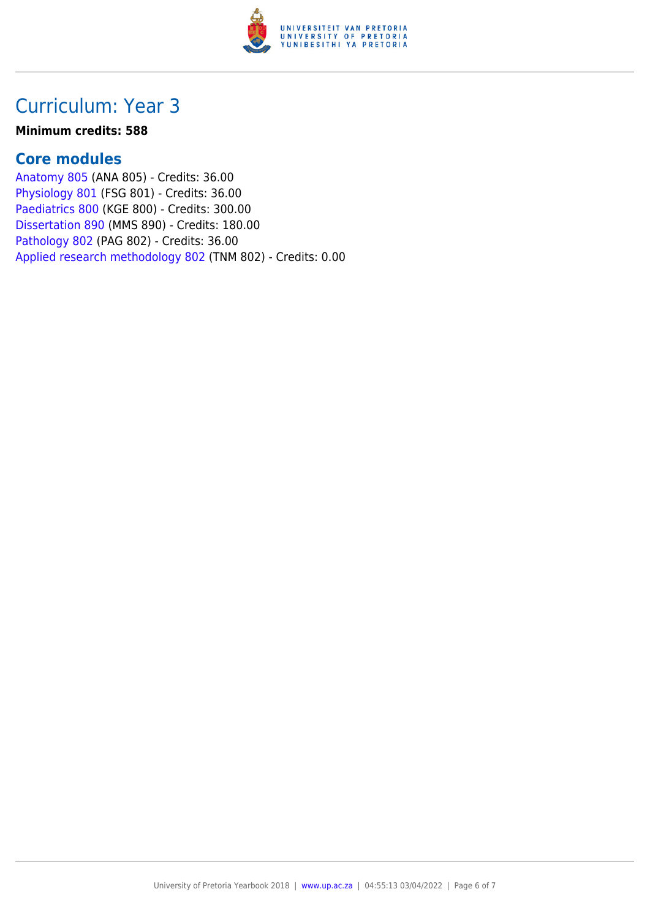# Curriculum: Year 3

**Minimum credits: 588**

## Core modules

Anatomy 805 (ANA 805) - Credits: 36.00
Physiology 801 (FSG 801) - Credits: 36.00
Paediatrics 800 (KGE 800) - Credits: 300.00
Dissertation 890 (MMS 890) - Credits: 180.00
Pathology 802 (PAG 802) - Credits: 36.00
Applied research methodology 802 (TNM 802) - Credits: 0.00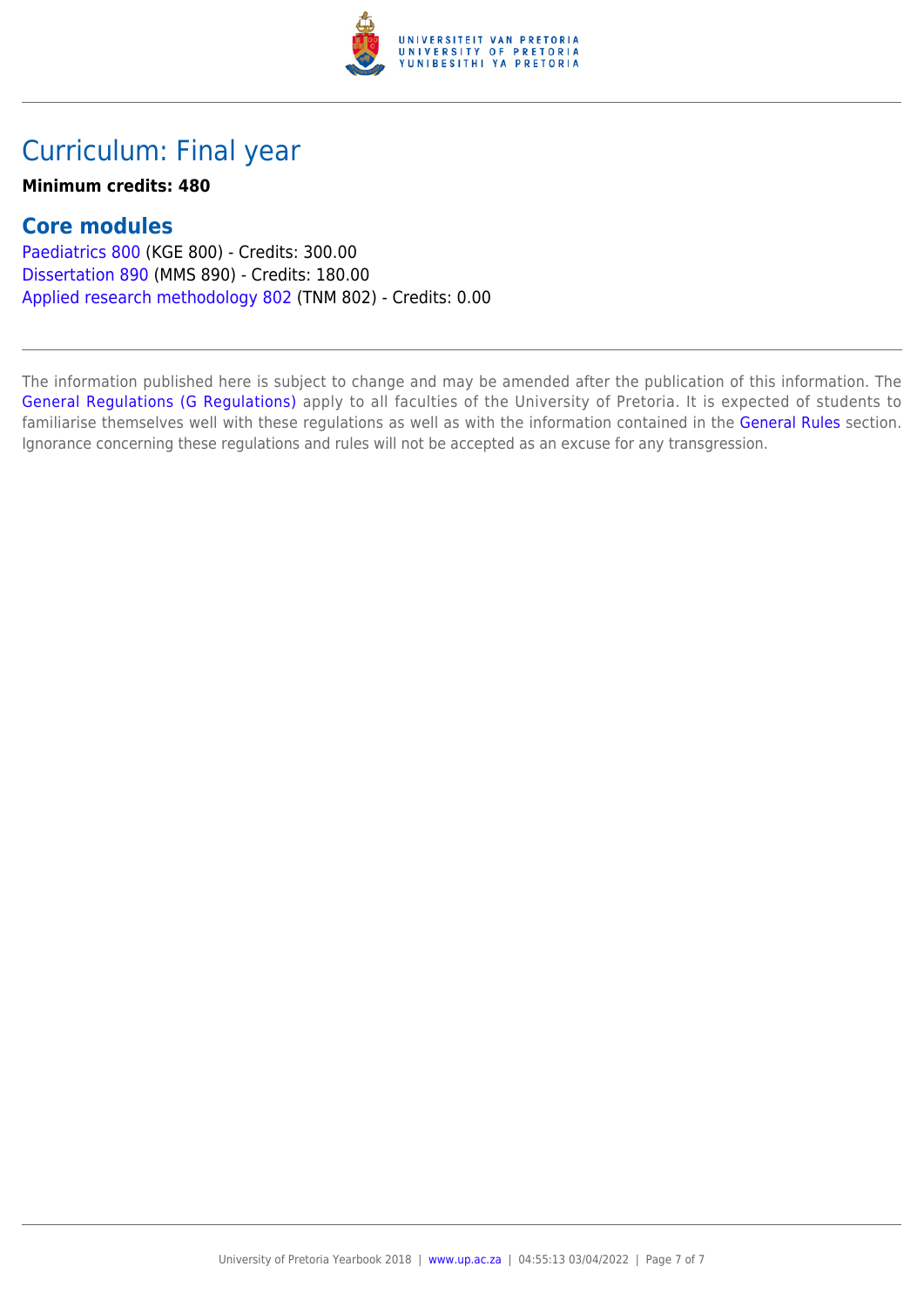# Curriculum: Final year

**Minimum credits: 480**

## Core modules

Paediatrics 800 (KGE 800) - Credits: 300.00
Dissertation 890 (MMS 890) - Credits: 180.00
Applied research methodology 802 (TNM 802) - Credits: 0.00

The information published here is subject to change and may be amended after the publication of this information. The General Regulations (G Regulations) apply to all faculties of the University of Pretoria. It is expected of students to familiarise themselves well with these regulations as well as with the information contained in the General Rules section. Ignorance concerning these regulations and rules will not be accepted as an excuse for any transgression.